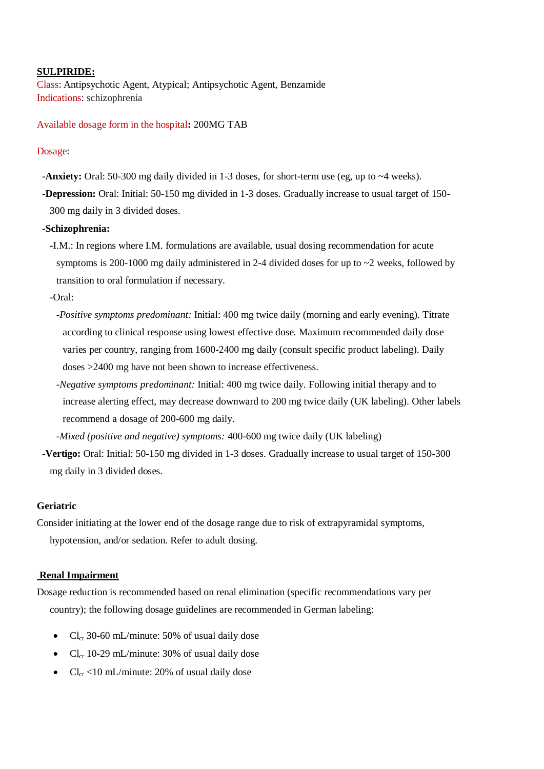**SULPIRIDE:**

Class: Antipsychotic Agent, Atypical; Antipsychotic Agent, Benzamide

Indications: schizophrenia

Available dosage form in the hospital**:** 200MG TAB

Dosage:

- **-Anxiety:** Oral: 50-300 mg daily divided in 1-3 doses, for short-term use (eg, up to ~4 weeks).
- **-Depression:** Oral: Initial: 50-150 mg divided in 1-3 doses. Gradually increase to usual target of 150-300 mg daily in 3 divided doses.
- **-Schizophrenia:**
  - -I.M.: In regions where I.M. formulations are available, usual dosing recommendation for acute symptoms is 200-1000 mg daily administered in 2-4 divided doses for up to ~2 weeks, followed by transition to oral formulation if necessary.
  - -Oral:
    - -*Positive symptoms predominant:* Initial: 400 mg twice daily (morning and early evening). Titrate according to clinical response using lowest effective dose. Maximum recommended daily dose varies per country, ranging from 1600-2400 mg daily (consult specific product labeling). Daily doses >2400 mg have not been shown to increase effectiveness.
    - -*Negative symptoms predominant:* Initial: 400 mg twice daily. Following initial therapy and to increase alerting effect, may decrease downward to 200 mg twice daily (UK labeling). Other labels recommend a dosage of 200-600 mg daily.
    - -*Mixed (positive and negative) symptoms:* 400-600 mg twice daily (UK labeling)
- **-Vertigo:** Oral: Initial: 50-150 mg divided in 1-3 doses. Gradually increase to usual target of 150-300 mg daily in 3 divided doses.

**Geriatric**

Consider initiating at the lower end of the dosage range due to risk of extrapyramidal symptoms, hypotension, and/or sedation. Refer to adult dosing.

**Renal Impairment**

Dosage reduction is recommended based on renal elimination (specific recommendations vary per country); the following dosage guidelines are recommended in German labeling:

- $Cl_{cr}$ 30-60 mL/minute: 50% of usual daily dose
- $Cl_{cr}$ 10-29 mL/minute: 30% of usual daily dose
- $Cl_{cr}$ <10 mL/minute: 20% of usual daily dose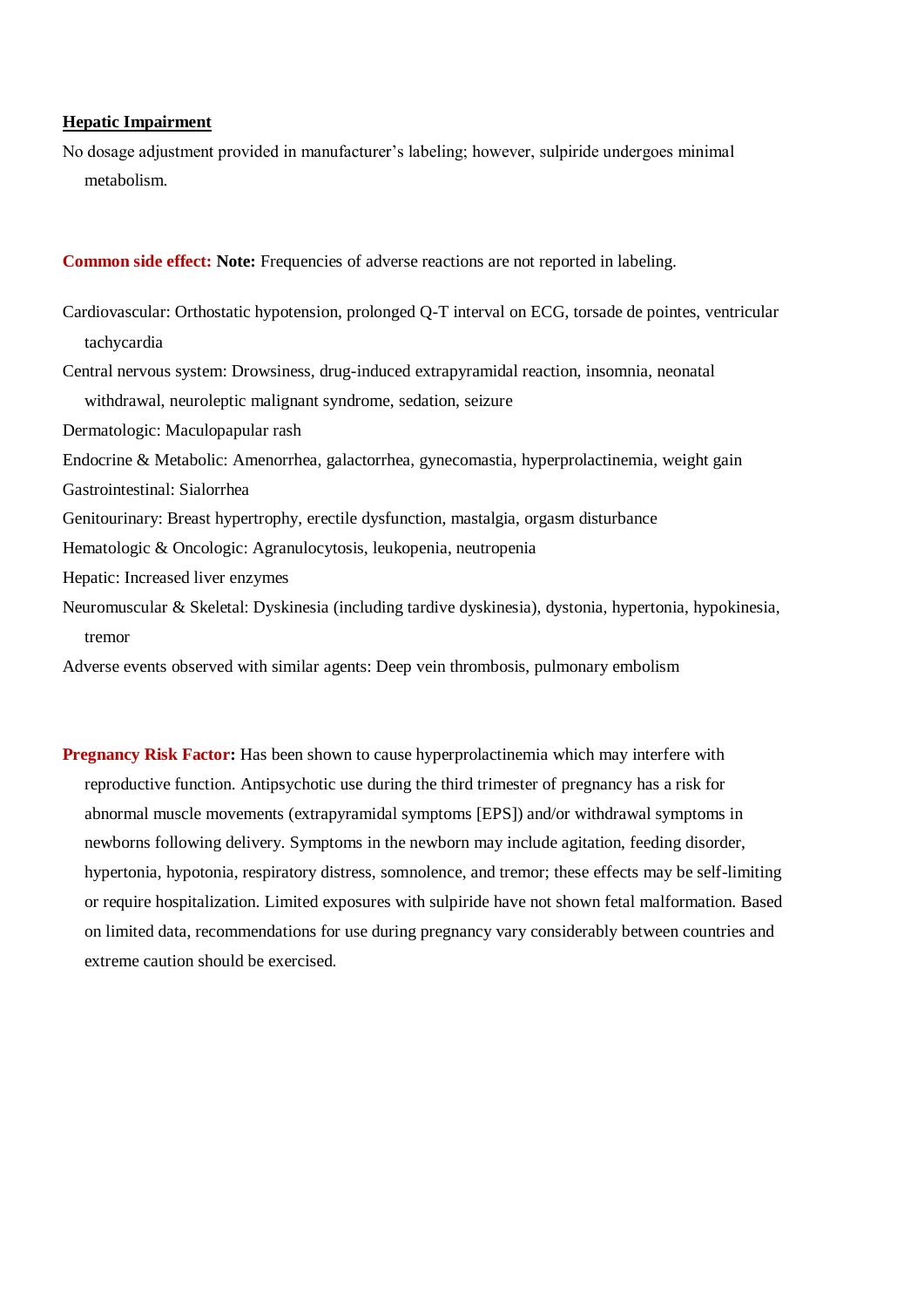**Hepatic Impairment**

No dosage adjustment provided in manufacturer's labeling; however, sulpiride undergoes minimal metabolism.

**Common side effect: Note:** Frequencies of adverse reactions are not reported in labeling.

Cardiovascular: Orthostatic hypotension, prolonged Q-T interval on ECG, torsade de pointes, ventricular tachycardia

Central nervous system: Drowsiness, drug-induced extrapyramidal reaction, insomnia, neonatal withdrawal, neuroleptic malignant syndrome, sedation, seizure

Dermatologic: Maculopapular rash

Endocrine & Metabolic: Amenorrhea, galactorrhea, gynecomastia, hyperprolactinemia, weight gain

Gastrointestinal: Sialorrhea

Genitourinary: Breast hypertrophy, erectile dysfunction, mastalgia, orgasm disturbance

Hematologic & Oncologic: Agranulocytosis, leukopenia, neutropenia

Hepatic: Increased liver enzymes

Neuromuscular & Skeletal: Dyskinesia (including tardive dyskinesia), dystonia, hypertonia, hypokinesia, tremor

Adverse events observed with similar agents: Deep vein thrombosis, pulmonary embolism

**Pregnancy Risk Factor:** Has been shown to cause hyperprolactinemia which may interfere with reproductive function. Antipsychotic use during the third trimester of pregnancy has a risk for abnormal muscle movements (extrapyramidal symptoms [EPS]) and/or withdrawal symptoms in newborns following delivery. Symptoms in the newborn may include agitation, feeding disorder, hypertonia, hypotonia, respiratory distress, somnolence, and tremor; these effects may be self-limiting or require hospitalization. Limited exposures with sulpiride have not shown fetal malformation. Based on limited data, recommendations for use during pregnancy vary considerably between countries and extreme caution should be exercised.